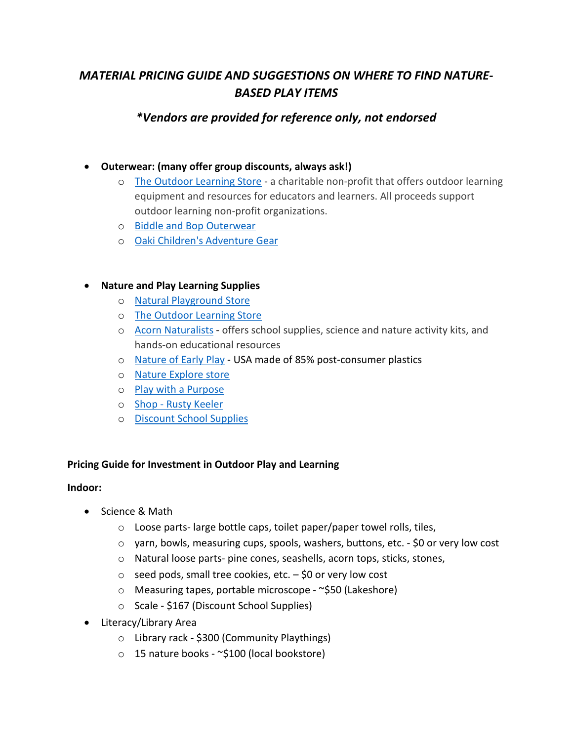# *MATERIAL PRICING GUIDE AND SUGGESTIONS ON WHERE TO FIND NATURE-BASED PLAY ITEMS*

## **Vendors are provided for reference only, not endorsed*

- **Outerwear: (many offer group discounts, always ask!)**
  - The Outdoor Learning Store - a charitable non-profit that offers outdoor learning equipment and resources for educators and learners. All proceeds support outdoor learning non-profit organizations.
  - Biddle and Bop Outerwear
  - Oaki Children's Adventure Gear

- **Nature and Play Learning Supplies**
  - Natural Playground Store
  - The Outdoor Learning Store
  - Acorn Naturalists - offers school supplies, science and nature activity kits, and hands-on educational resources
  - Nature of Early Play - USA made of 85% post-consumer plastics
  - Nature Explore store
  - Play with a Purpose
  - Shop - Rusty Keeler
  - Discount School Supplies

**Pricing Guide for Investment in Outdoor Play and Learning**

**Indoor:**

- Science & Math
  - Loose parts- large bottle caps, toilet paper/paper towel rolls, tiles,
  - yarn, bowls, measuring cups, spools, washers, buttons, etc. - $0 or very low cost
  - Natural loose parts- pine cones, seashells, acorn tops, sticks, stones,
  - seed pods, small tree cookies, etc. – $0 or very low cost
  - Measuring tapes, portable microscope - ~$50 (Lakeshore)
  - Scale - $167 (Discount School Supplies)
- Literacy/Library Area
  - Library rack - $300 (Community Playthings)
  - 15 nature books - ~$100 (local bookstore)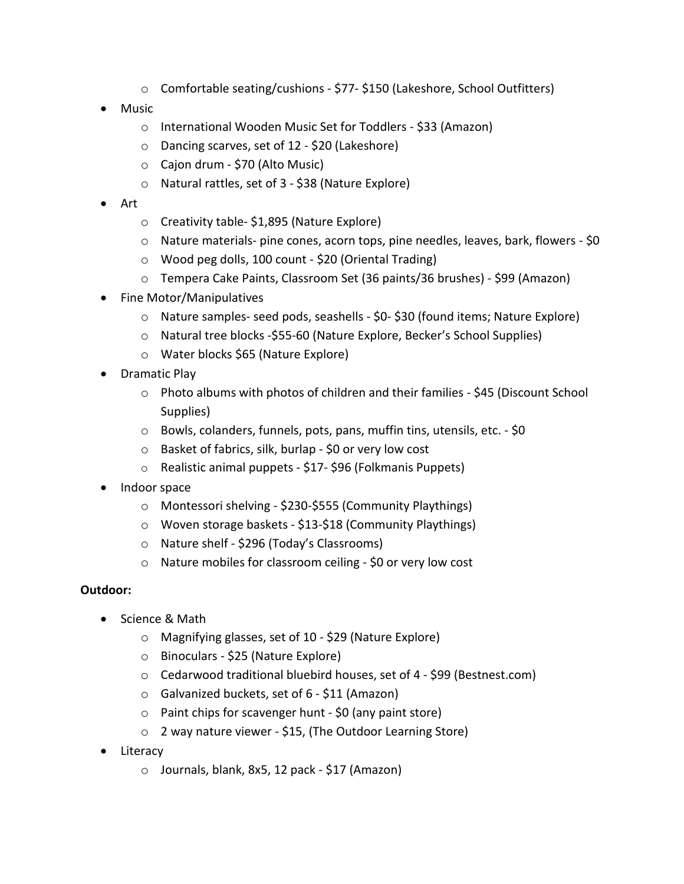- Comfortable seating/cushions - $77- $150 (Lakeshore, School Outfitters)
- Music
  - International Wooden Music Set for Toddlers - $33 (Amazon)
  - Dancing scarves, set of 12 - $20 (Lakeshore)
  - Cajon drum - $70 (Alto Music)
  - Natural rattles, set of 3 - $38 (Nature Explore)
- Art
  - Creativity table- $1,895 (Nature Explore)
  - Nature materials- pine cones, acorn tops, pine needles, leaves, bark, flowers - $0
  - Wood peg dolls, 100 count - $20 (Oriental Trading)
  - Tempera Cake Paints, Classroom Set (36 paints/36 brushes) - $99 (Amazon)
- Fine Motor/Manipulatives
  - Nature samples- seed pods, seashells - $0- $30 (found items; Nature Explore)
  - Natural tree blocks -$55-60 (Nature Explore, Becker's School Supplies)
  - Water blocks $65 (Nature Explore)
- Dramatic Play
  - Photo albums with photos of children and their families - $45 (Discount School Supplies)
  - Bowls, colanders, funnels, pots, pans, muffin tins, utensils, etc. - $0
  - Basket of fabrics, silk, burlap - $0 or very low cost
  - Realistic animal puppets - $17- $96 (Folkmanis Puppets)
- Indoor space
  - Montessori shelving - $230-$555 (Community Playthings)
  - Woven storage baskets - $13-$18 (Community Playthings)
  - Nature shelf - $296 (Today's Classrooms)
  - Nature mobiles for classroom ceiling - $0 or very low cost

**Outdoor:**

- Science & Math
  - Magnifying glasses, set of 10 - $29 (Nature Explore)
  - Binoculars - $25 (Nature Explore)
  - Cedarwood traditional bluebird houses, set of 4 - $99 (Bestnest.com)
  - Galvanized buckets, set of 6 - $11 (Amazon)
  - Paint chips for scavenger hunt - $0 (any paint store)
  - 2 way nature viewer - $15, (The Outdoor Learning Store)
- Literacy
  - Journals, blank, 8x5, 12 pack - $17 (Amazon)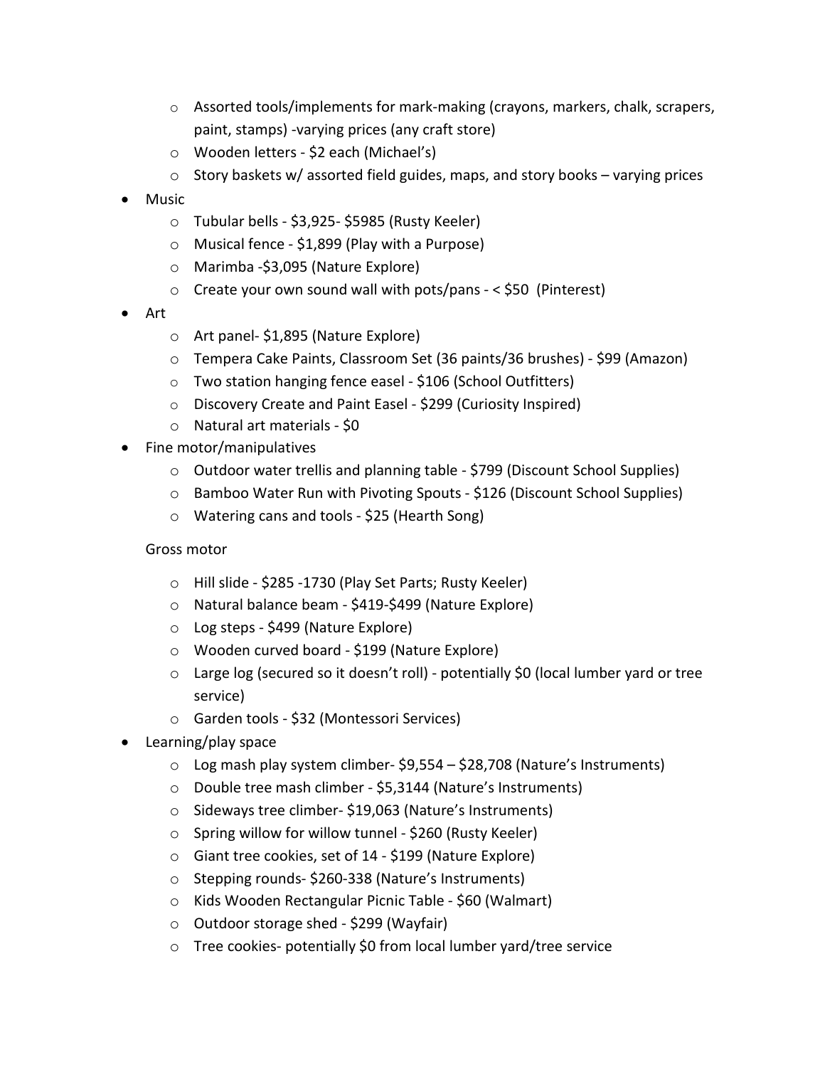- Assorted tools/implements for mark-making (crayons, markers, chalk, scrapers, paint, stamps) -varying prices (any craft store)
    - Wooden letters - $2 each (Michael's)
    - Story baskets w/ assorted field guides, maps, and story books – varying prices
- Music
    - Tubular bells - $3,925- $5985 (Rusty Keeler)
    - Musical fence - $1,899 (Play with a Purpose)
    - Marimba -$3,095 (Nature Explore)
    - Create your own sound wall with pots/pans - < $50 (Pinterest)
- Art
    - Art panel- $1,895 (Nature Explore)
    - Tempera Cake Paints, Classroom Set (36 paints/36 brushes) - $99 (Amazon)
    - Two station hanging fence easel - $106 (School Outfitters)
    - Discovery Create and Paint Easel - $299 (Curiosity Inspired)
    - Natural art materials - $0
- Fine motor/manipulatives
    - Outdoor water trellis and planning table - $799 (Discount School Supplies)
    - Bamboo Water Run with Pivoting Spouts - $126 (Discount School Supplies)
    - Watering cans and tools - $25 (Hearth Song)

  Gross motor

    - Hill slide - $285 -1730 (Play Set Parts; Rusty Keeler)
    - Natural balance beam - $419-$499 (Nature Explore)
    - Log steps - $499 (Nature Explore)
    - Wooden curved board - $199 (Nature Explore)
    - Large log (secured so it doesn't roll) - potentially $0 (local lumber yard or tree service)
    - Garden tools - $32 (Montessori Services)
- Learning/play space
    - Log mash play system climber- $9,554 – $28,708 (Nature's Instruments)
    - Double tree mash climber - $5,3144 (Nature's Instruments)
    - Sideways tree climber- $19,063 (Nature's Instruments)
    - Spring willow for willow tunnel - $260 (Rusty Keeler)
    - Giant tree cookies, set of 14 - $199 (Nature Explore)
    - Stepping rounds- $260-338 (Nature's Instruments)
    - Kids Wooden Rectangular Picnic Table - $60 (Walmart)
    - Outdoor storage shed - $299 (Wayfair)
    - Tree cookies- potentially $0 from local lumber yard/tree service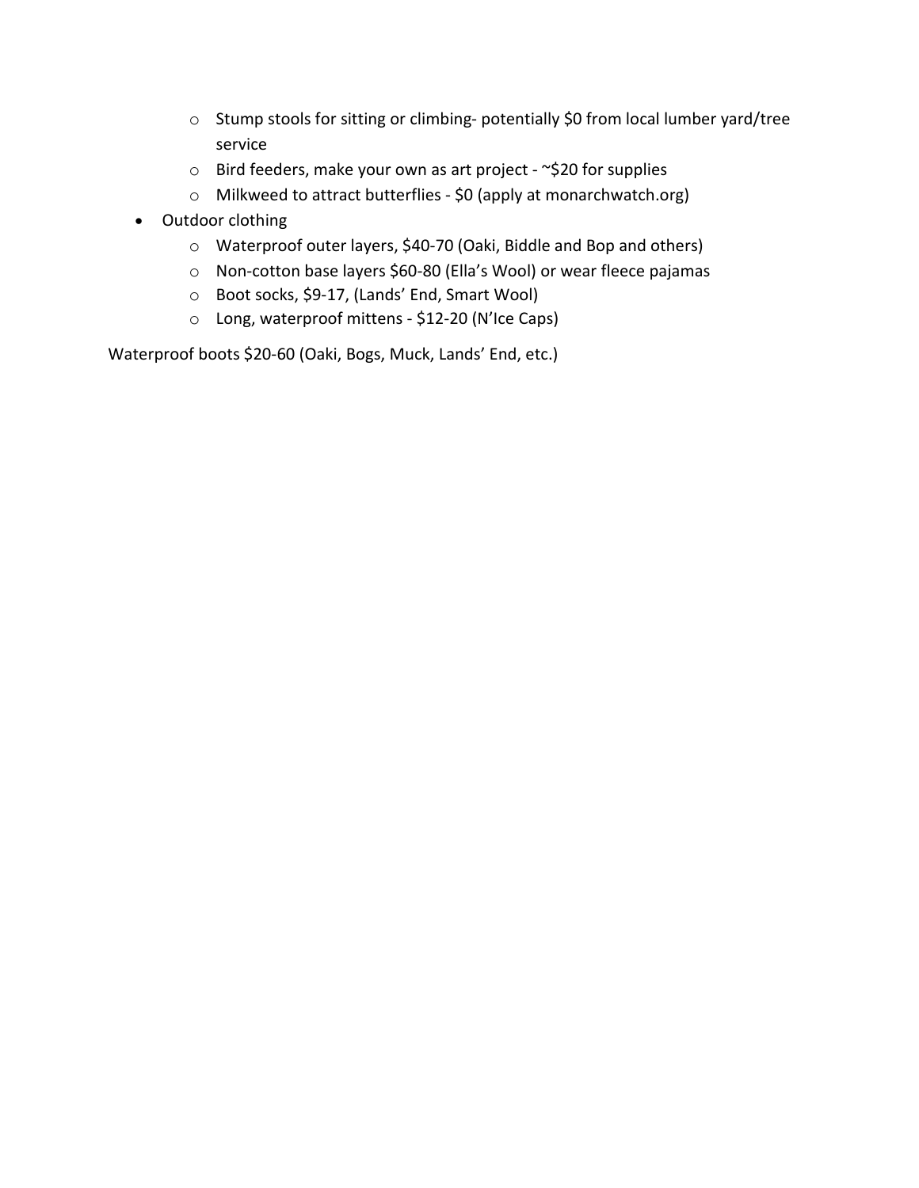- Stump stools for sitting or climbing- potentially $0 from local lumber yard/tree service
  - Bird feeders, make your own as art project - ~$20 for supplies
  - Milkweed to attract butterflies - $0 (apply at monarchwatch.org)
- Outdoor clothing
  - Waterproof outer layers, $40-70 (Oaki, Biddle and Bop and others)
  - Non-cotton base layers $60-80 (Ella's Wool) or wear fleece pajamas
  - Boot socks, $9-17, (Lands' End, Smart Wool)
  - Long, waterproof mittens - $12-20 (N'Ice Caps)

Waterproof boots $20-60 (Oaki, Bogs, Muck, Lands' End, etc.)